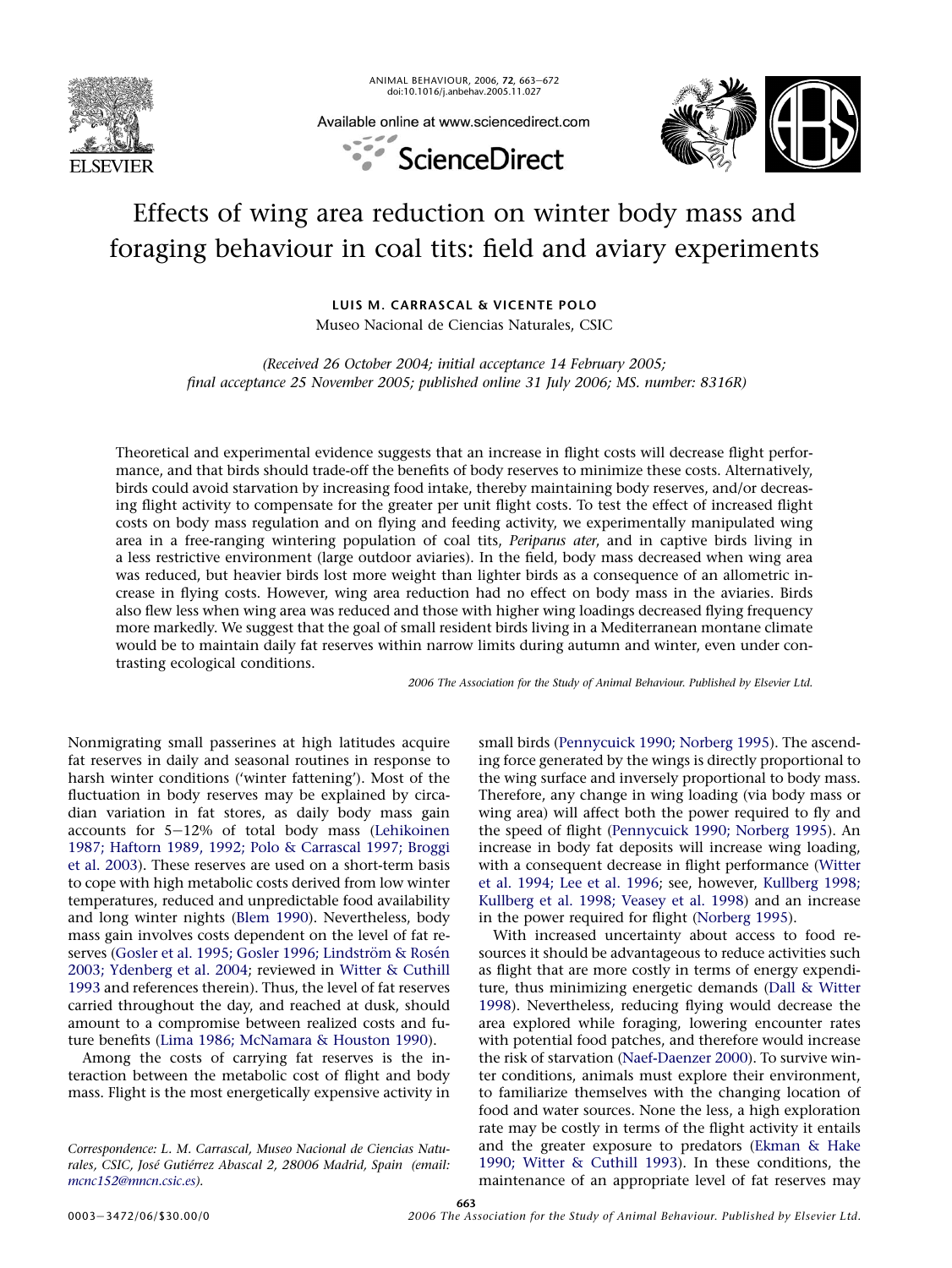# Effects of wing area reduction on winter body mass and foraging behaviour in coal tits: field and aviary experiments

**LUIS M. CARRASCAL & VICENTE POLO**

Museo Nacional de Ciencias Naturales, CSIC

*(Received 26 October 2004; initial acceptance 14 February 2005; final acceptance 25 November 2005; published online 31 July 2006; MS. number: 8316R)*

Theoretical and experimental evidence suggests that an increase in flight costs will decrease flight performance, and that birds should trade-off the benefits of body reserves to minimize these costs. Alternatively, birds could avoid starvation by increasing food intake, thereby maintaining body reserves, and/or decreasing flight activity to compensate for the greater per unit flight costs. To test the effect of increased flight costs on body mass regulation and on flying and feeding activity, we experimentally manipulated wing area in a free-ranging wintering population of coal tits, *Periparus ater*, and in captive birds living in a less restrictive environment (large outdoor aviaries). In the field, body mass decreased when wing area was reduced, but heavier birds lost more weight than lighter birds as a consequence of an allometric increase in flying costs. However, wing area reduction had no effect on body mass in the aviaries. Birds also flew less when wing area was reduced and those with higher wing loadings decreased flying frequency more markedly. We suggest that the goal of small resident birds living in a Mediterranean montane climate would be to maintain daily fat reserves within narrow limits during autumn and winter, even under contrasting ecological conditions.

2006 The Association for the Study of Animal Behaviour. Published by Elsevier Ltd.

Nonmigrating small passerines at high latitudes acquire fat reserves in daily and seasonal routines in response to harsh winter conditions ('winter fattening'). Most of the fluctuation in body reserves may be explained by circadian variation in fat stores, as daily body mass gain accounts for 5–12% of total body mass (Lehikoinen 1987; Haftorn 1989, 1992; Polo & Carrascal 1997; Broggi et al. 2003). These reserves are used on a short-term basis to cope with high metabolic costs derived from low winter temperatures, reduced and unpredictable food availability and long winter nights (Blem 1990). Nevertheless, body mass gain involves costs dependent on the level of fat reserves (Gosler et al. 1995; Gosler 1996; Lindström & Rosén 2003; Ydenberg et al. 2004; reviewed in Witter & Cuthill 1993 and references therein). Thus, the level of fat reserves carried throughout the day, and reached at dusk, should amount to a compromise between realized costs and future benefits (Lima 1986; McNamara & Houston 1990).

Among the costs of carrying fat reserves is the interaction between the metabolic cost of flight and body mass. Flight is the most energetically expensive activity in small birds (Pennycuick 1990; Norberg 1995). The ascending force generated by the wings is directly proportional to the wing surface and inversely proportional to body mass. Therefore, any change in wing loading (via body mass or wing area) will affect both the power required to fly and the speed of flight (Pennycuick 1990; Norberg 1995). An increase in body fat deposits will increase wing loading, with a consequent decrease in flight performance (Witter et al. 1994; Lee et al. 1996; see, however, Kullberg 1998; Kullberg et al. 1998; Veasey et al. 1998) and an increase in the power required for flight (Norberg 1995).

With increased uncertainty about access to food resources it should be advantageous to reduce activities such as flight that are more costly in terms of energy expenditure, thus minimizing energetic demands (Dall & Witter 1998). Nevertheless, reducing flying would decrease the area explored while foraging, lowering encounter rates with potential food patches, and therefore would increase the risk of starvation (Naef-Daenzer 2000). To survive winter conditions, animals must explore their environment, to familiarize themselves with the changing location of food and water sources. None the less, a high exploration rate may be costly in terms of the flight activity it entails and the greater exposure to predators (Ekman & Hake 1990; Witter & Cuthill 1993). In these conditions, the maintenance of an appropriate level of fat reserves may

Correspondence: L. M. Carrascal, Museo Nacional de Ciencias Naturales, CSIC, José Gutiérrez Abascal 2, 28006 Madrid, Spain (email: mcnc152@mncn.csic.es).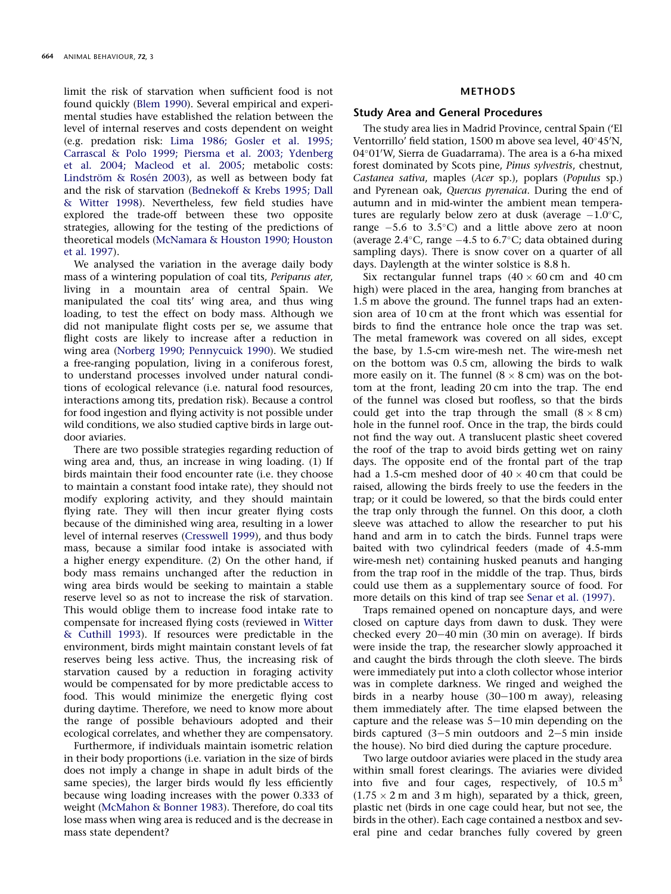limit the risk of starvation when sufficient food is not found quickly (Blem 1990). Several empirical and experimental studies have established the relation between the level of internal reserves and costs dependent on weight (e.g. predation risk: Lima 1986; Gosler et al. 1995; Carrascal & Polo 1999; Piersma et al. 2003; Ydenberg et al. 2004; Macleod et al. 2005; metabolic costs: Lindström & Rosén 2003), as well as between body fat and the risk of starvation (Bednekoff & Krebs 1995; Dall & Witter 1998). Nevertheless, few field studies have explored the trade-off between these two opposite strategies, allowing for the testing of the predictions of theoretical models (McNamara & Houston 1990; Houston et al. 1997).

We analysed the variation in the average daily body mass of a wintering population of coal tits, *Periparus ater*, living in a mountain area of central Spain. We manipulated the coal tits' wing area, and thus wing loading, to test the effect on body mass. Although we did not manipulate flight costs per se, we assume that flight costs are likely to increase after a reduction in wing area (Norberg 1990; Pennycuick 1990). We studied a free-ranging population, living in a coniferous forest, to understand processes involved under natural conditions of ecological relevance (i.e. natural food resources, interactions among tits, predation risk). Because a control for food ingestion and flying activity is not possible under wild conditions, we also studied captive birds in large outdoor aviaries.

There are two possible strategies regarding reduction of wing area and, thus, an increase in wing loading. (1) If birds maintain their food encounter rate (i.e. they choose to maintain a constant food intake rate), they should not modify exploring activity, and they should maintain flying rate. They will then incur greater flying costs because of the diminished wing area, resulting in a lower level of internal reserves (Cresswell 1999), and thus body mass, because a similar food intake is associated with a higher energy expenditure. (2) On the other hand, if body mass remains unchanged after the reduction in wing area birds would be seeking to maintain a stable reserve level so as not to increase the risk of starvation. This would oblige them to increase food intake rate to compensate for increased flying costs (reviewed in Witter & Cuthill 1993). If resources were predictable in the environment, birds might maintain constant levels of fat reserves being less active. Thus, the increasing risk of starvation caused by a reduction in foraging activity would be compensated for by more predictable access to food. This would minimize the energetic flying cost during daytime. Therefore, we need to know more about the range of possible behaviours adopted and their ecological correlates, and whether they are compensatory.

Furthermore, if individuals maintain isometric relation in their body proportions (i.e. variation in the size of birds does not imply a change in shape in adult birds of the same species), the larger birds would fly less efficiently because wing loading increases with the power 0.333 of weight (McMahon & Bonner 1983). Therefore, do coal tits lose mass when wing area is reduced and is the decrease in mass state dependent?

## METHODS

### Study Area and General Procedures

The study area lies in Madrid Province, central Spain ('El Ventorrillo' field station, 1500 m above sea level, 40°45′N, 04°01′W, Sierra de Guadarrama). The area is a 6-ha mixed forest dominated by Scots pine, *Pinus sylvestris*, chestnut, *Castanea sativa*, maples (*Acer* sp.), poplars (*Populus* sp.) and Pyrenean oak, *Quercus pyrenaica*. During the end of autumn and in mid-winter the ambient mean temperatures are regularly below zero at dusk (average −1.0°C, range −5.6 to 3.5°C) and a little above zero at noon (average 2.4°C, range −4.5 to 6.7°C; data obtained during sampling days). There is snow cover on a quarter of all days. Daylength at the winter solstice is 8.8 h.

Six rectangular funnel traps (40 × 60 cm and 40 cm high) were placed in the area, hanging from branches at 1.5 m above the ground. The funnel traps had an extension area of 10 cm at the front which was essential for birds to find the entrance hole once the trap was set. The metal framework was covered on all sides, except the base, by 1.5-cm wire-mesh net. The wire-mesh net on the bottom was 0.5 cm, allowing the birds to walk more easily on it. The funnel (8 × 8 cm) was on the bottom at the front, leading 20 cm into the trap. The end of the funnel was closed but roofless, so that the birds could get into the trap through the small (8 × 8 cm) hole in the funnel roof. Once in the trap, the birds could not find the way out. A translucent plastic sheet covered the roof of the trap to avoid birds getting wet on rainy days. The opposite end of the frontal part of the trap had a 1.5-cm meshed door of 40 × 40 cm that could be raised, allowing the birds freely to use the feeders in the trap; or it could be lowered, so that the birds could enter the trap only through the funnel. On this door, a cloth sleeve was attached to allow the researcher to put his hand and arm in to catch the birds. Funnel traps were baited with two cylindrical feeders (made of 4.5-mm wire-mesh net) containing husked peanuts and hanging from the trap roof in the middle of the trap. Thus, birds could use them as a supplementary source of food. For more details on this kind of trap see Senar et al. (1997).

Traps remained opened on noncapture days, and were closed on capture days from dawn to dusk. They were checked every 20–40 min (30 min on average). If birds were inside the trap, the researcher slowly approached it and caught the birds through the cloth sleeve. The birds were immediately put into a cloth collector whose interior was in complete darkness. We ringed and weighed the birds in a nearby house (30–100 m away), releasing them immediately after. The time elapsed between the capture and the release was 5–10 min depending on the birds captured (3–5 min outdoors and 2–5 min inside the house). No bird died during the capture procedure.

Two large outdoor aviaries were placed in the study area within small forest clearings. The aviaries were divided into five and four cages, respectively, of 10.5 $m^3$ (1.75 × 2 m and 3 m high), separated by a thick, green, plastic net (birds in one cage could hear, but not see, the birds in the other). Each cage contained a nestbox and several pine and cedar branches fully covered by green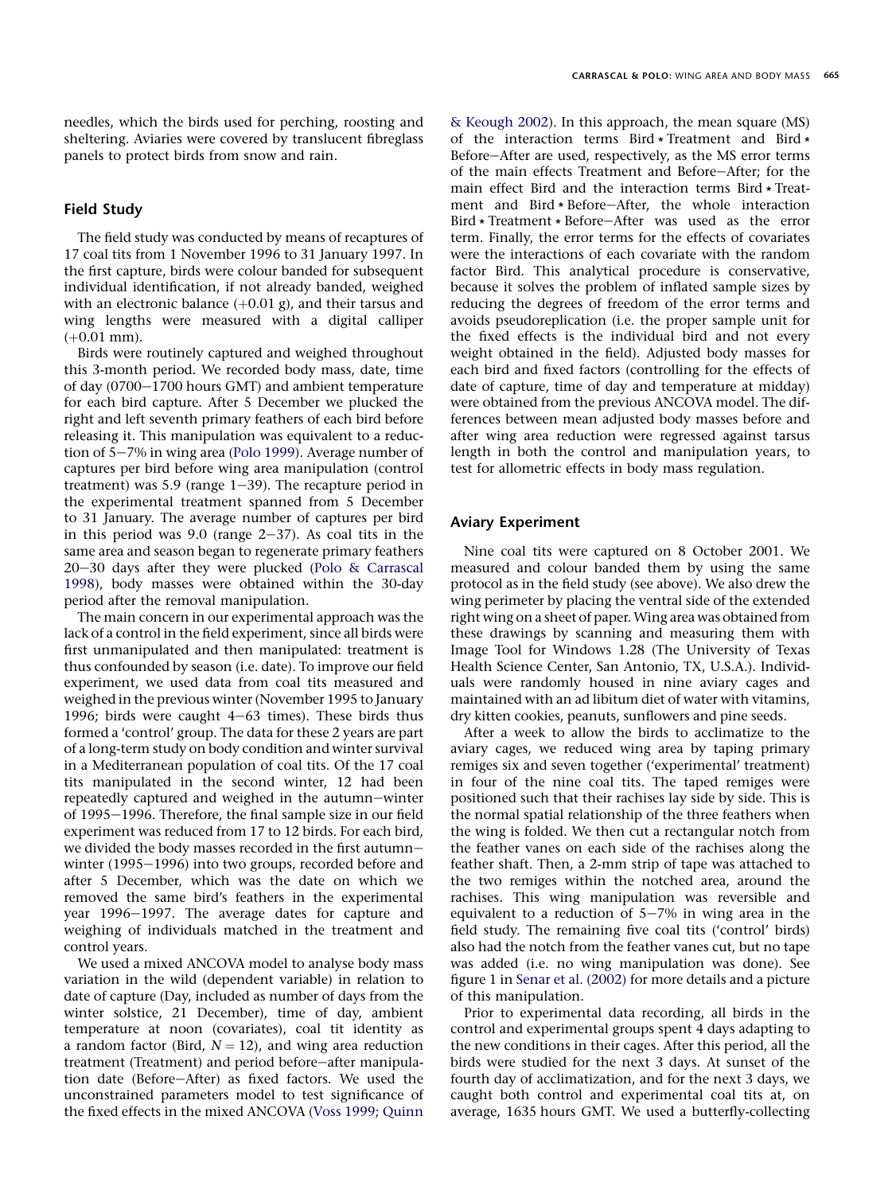needles, which the birds used for perching, roosting and sheltering. Aviaries were covered by translucent fibreglass panels to protect birds from snow and rain.

## Field Study

The field study was conducted by means of recaptures of 17 coal tits from 1 November 1996 to 31 January 1997. In the first capture, birds were colour banded for subsequent individual identification, if not already banded, weighed with an electronic balance (+0.01 g), and their tarsus and wing lengths were measured with a digital calliper (+0.01 mm).

Birds were routinely captured and weighed throughout this 3-month period. We recorded body mass, date, time of day (0700–1700 hours GMT) and ambient temperature for each bird capture. After 5 December we plucked the right and left seventh primary feathers of each bird before releasing it. This manipulation was equivalent to a reduction of 5–7% in wing area (Polo 1999). Average number of captures per bird before wing area manipulation (control treatment) was 5.9 (range 1–39). The recapture period in the experimental treatment spanned from 5 December to 31 January. The average number of captures per bird in this period was 9.0 (range 2–37). As coal tits in the same area and season began to regenerate primary feathers 20–30 days after they were plucked (Polo & Carrascal 1998), body masses were obtained within the 30-day period after the removal manipulation.

The main concern in our experimental approach was the lack of a control in the field experiment, since all birds were first unmanipulated and then manipulated: treatment is thus confounded by season (i.e. date). To improve our field experiment, we used data from coal tits measured and weighed in the previous winter (November 1995 to January 1996; birds were caught 4–63 times). These birds thus formed a 'control' group. The data for these 2 years are part of a long-term study on body condition and winter survival in a Mediterranean population of coal tits. Of the 17 coal tits manipulated in the second winter, 12 had been repeatedly captured and weighed in the autumn–winter of 1995–1996. Therefore, the final sample size in our field experiment was reduced from 17 to 12 birds. For each bird, we divided the body masses recorded in the first autumn–winter (1995–1996) into two groups, recorded before and after 5 December, which was the date on which we removed the same bird's feathers in the experimental year 1996–1997. The average dates for capture and weighing of individuals matched in the treatment and control years.

We used a mixed ANCOVA model to analyse body mass variation in the wild (dependent variable) in relation to date of capture (Day, included as number of days from the winter solstice, 21 December), time of day, ambient temperature at noon (covariates), coal tit identity as a random factor (Bird, $N = 12$), and wing area reduction treatment (Treatment) and period before–after manipulation date (Before–After) as fixed factors. We used the unconstrained parameters model to test significance of the fixed effects in the mixed ANCOVA (Voss 1999; Quinn & Keough 2002). In this approach, the mean square (MS) of the interaction terms Bird * Treatment and Bird * Before–After are used, respectively, as the MS error terms of the main effects Treatment and Before–After; for the main effect Bird and the interaction terms Bird * Treatment and Bird * Before–After, the whole interaction Bird * Treatment * Before–After was used as the error term. Finally, the error terms for the effects of covariates were the interactions of each covariate with the random factor Bird. This analytical procedure is conservative, because it solves the problem of inflated sample sizes by reducing the degrees of freedom of the error terms and avoids pseudoreplication (i.e. the proper sample unit for the fixed effects is the individual bird and not every weight obtained in the field). Adjusted body masses for each bird and fixed factors (controlling for the effects of date of capture, time of day and temperature at midday) were obtained from the previous ANCOVA model. The differences between mean adjusted body masses before and after wing area reduction were regressed against tarsus length in both the control and manipulation years, to test for allometric effects in body mass regulation.

## Aviary Experiment

Nine coal tits were captured on 8 October 2001. We measured and colour banded them by using the same protocol as in the field study (see above). We also drew the wing perimeter by placing the ventral side of the extended right wing on a sheet of paper. Wing area was obtained from these drawings by scanning and measuring them with Image Tool for Windows 1.28 (The University of Texas Health Science Center, San Antonio, TX, U.S.A.). Individuals were randomly housed in nine aviary cages and maintained with an ad libitum diet of water with vitamins, dry kitten cookies, peanuts, sunflowers and pine seeds.

After a week to allow the birds to acclimatize to the aviary cages, we reduced wing area by taping primary remiges six and seven together ('experimental' treatment) in four of the nine coal tits. The taped remiges were positioned such that their rachises lay side by side. This is the normal spatial relationship of the three feathers when the wing is folded. We then cut a rectangular notch from the feather vanes on each side of the rachises along the feather shaft. Then, a 2-mm strip of tape was attached to the two remiges within the notched area, around the rachises. This wing manipulation was reversible and equivalent to a reduction of 5–7% in wing area in the field study. The remaining five coal tits ('control' birds) also had the notch from the feather vanes cut, but no tape was added (i.e. no wing manipulation was done). See figure 1 in Senar et al. (2002) for more details and a picture of this manipulation.

Prior to experimental data recording, all birds in the control and experimental groups spent 4 days adapting to the new conditions in their cages. After this period, all the birds were studied for the next 3 days. At sunset of the fourth day of acclimatization, and for the next 3 days, we caught both control and experimental coal tits at, on average, 1635 hours GMT. We used a butterfly-collecting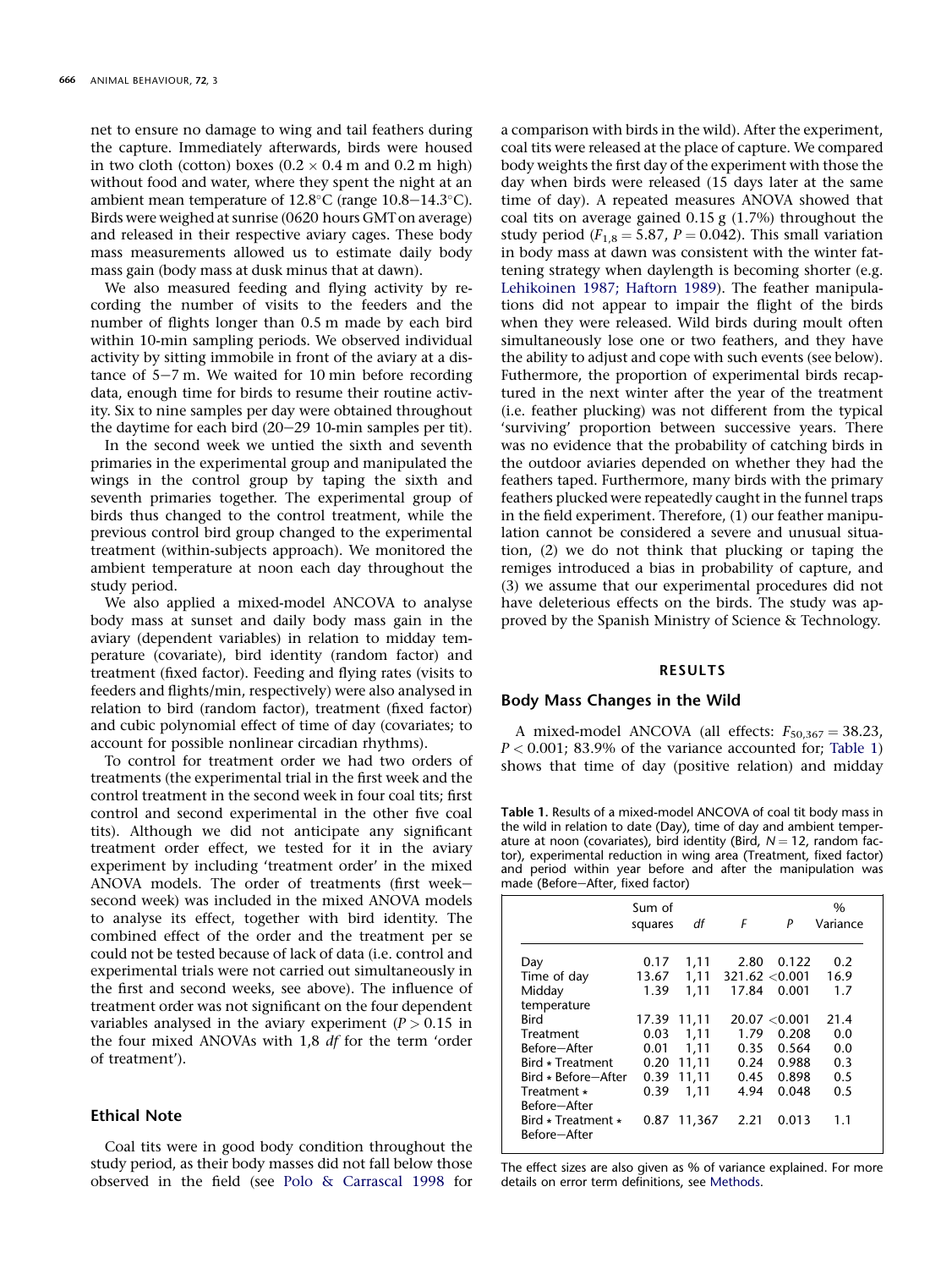net to ensure no damage to wing and tail feathers during the capture. Immediately afterwards, birds were housed in two cloth (cotton) boxes (0.2 × 0.4 m and 0.2 m high) without food and water, where they spent the night at an ambient mean temperature of 12.8°C (range 10.8–14.3°C). Birds were weighed at sunrise (0620 hours GMT on average) and released in their respective aviary cages. These body mass measurements allowed us to estimate daily body mass gain (body mass at dusk minus that at dawn).

We also measured feeding and flying activity by recording the number of visits to the feeders and the number of flights longer than 0.5 m made by each bird within 10-min sampling periods. We observed individual activity by sitting immobile in front of the aviary at a distance of 5–7 m. We waited for 10 min before recording data, enough time for birds to resume their routine activity. Six to nine samples per day were obtained throughout the daytime for each bird (20–29 10-min samples per tit).

In the second week we untied the sixth and seventh primaries in the experimental group and manipulated the wings in the control group by taping the sixth and seventh primaries together. The experimental group of birds thus changed to the control treatment, while the previous control bird group changed to the experimental treatment (within-subjects approach). We monitored the ambient temperature at noon each day throughout the study period.

We also applied a mixed-model ANCOVA to analyse body mass at sunset and daily body mass gain in the aviary (dependent variables) in relation to midday temperature (covariate), bird identity (random factor) and treatment (fixed factor). Feeding and flying rates (visits to feeders and flights/min, respectively) were also analysed in relation to bird (random factor), treatment (fixed factor) and cubic polynomial effect of time of day (covariates; to account for possible nonlinear circadian rhythms).

To control for treatment order we had two orders of treatments (the experimental trial in the first week and the control treatment in the second week in four coal tits; first control and second experimental in the other five coal tits). Although we did not anticipate any significant treatment order effect, we tested for it in the aviary experiment by including 'treatment order' in the mixed ANOVA models. The order of treatments (first week–second week) was included in the mixed ANOVA models to analyse its effect, together with bird identity. The combined effect of the order and the treatment per se could not be tested because of lack of data (i.e. control and experimental trials were not carried out simultaneously in the first and second weeks, see above). The influence of treatment order was not significant on the four dependent variables analysed in the aviary experiment ($P > 0.15$ in the four mixed ANOVAs with 1,8 *df* for the term 'order of treatment').

## Ethical Note

Coal tits were in good body condition throughout the study period, as their body masses did not fall below those observed in the field (see Polo & Carrascal 1998 for a comparison with birds in the wild). After the experiment, coal tits were released at the place of capture. We compared body weights the first day of the experiment with those the day when birds were released (15 days later at the same time of day). A repeated measures ANOVA showed that coal tits on average gained 0.15 g (1.7%) throughout the study period ($F_{1,8} = 5.87$, $P = 0.042$). This small variation in body mass at dawn was consistent with the winter fattening strategy when daylength is becoming shorter (e.g. Lehikoinen 1987; Haftorn 1989). The feather manipulations did not appear to impair the flight of the birds when they were released. Wild birds during moult often simultaneously lose one or two feathers, and they have the ability to adjust and cope with such events (see below). Futhermore, the proportion of experimental birds recaptured in the next winter after the year of the treatment (i.e. feather plucking) was not different from the typical 'surviving' proportion between successive years. There was no evidence that the probability of catching birds in the outdoor aviaries depended on whether they had the feathers taped. Furthermore, many birds with the primary feathers plucked were repeatedly caught in the funnel traps in the field experiment. Therefore, (1) our feather manipulation cannot be considered a severe and unusual situation, (2) we do not think that plucking or taping the remiges introduced a bias in probability of capture, and (3) we assume that our experimental procedures did not have deleterious effects on the birds. The study was approved by the Spanish Ministry of Science & Technology.

## RESULTS

### Body Mass Changes in the Wild

A mixed-model ANCOVA (all effects: $F_{50,367} = 38.23$, $P < 0.001$; 83.9% of the variance accounted for; Table 1) shows that time of day (positive relation) and midday

**Table 1.** Results of a mixed-model ANCOVA of coal tit body mass in the wild in relation to date (Day), time of day and ambient temperature at noon (covariates), bird identity (Bird, $N = 12$, random factor), experimental reduction in wing area (Treatment, fixed factor) and period within year before and after the manipulation was made (Before–After, fixed factor)

| | Sum of squares | *df* | *F* | *P* | % Variance |
|---|---|---|---|---|---|
| Day | 0.17 | 1,11 | 2.80 | 0.122 | 0.2 |
| Time of day | 13.67 | 1,11 | 321.62 | <0.001 | 16.9 |
| Midday temperature | 1.39 | 1,11 | 17.84 | 0.001 | 1.7 |
| Bird | 17.39 | 11,11 | 20.07 | <0.001 | 21.4 |
| Treatment | 0.03 | 1,11 | 1.79 | 0.208 | 0.0 |
| Before–After | 0.01 | 1,11 | 0.35 | 0.564 | 0.0 |
| Bird * Treatment | 0.20 | 11,11 | 0.24 | 0.988 | 0.3 |
| Bird * Before–After | 0.39 | 11,11 | 0.45 | 0.898 | 0.5 |
| Treatment * Before–After | 0.39 | 1,11 | 4.94 | 0.048 | 0.5 |
| Bird * Treatment * Before–After | 0.87 | 11,367 | 2.21 | 0.013 | 1.1 |

The effect sizes are also given as % of variance explained. For more details on error term definitions, see Methods.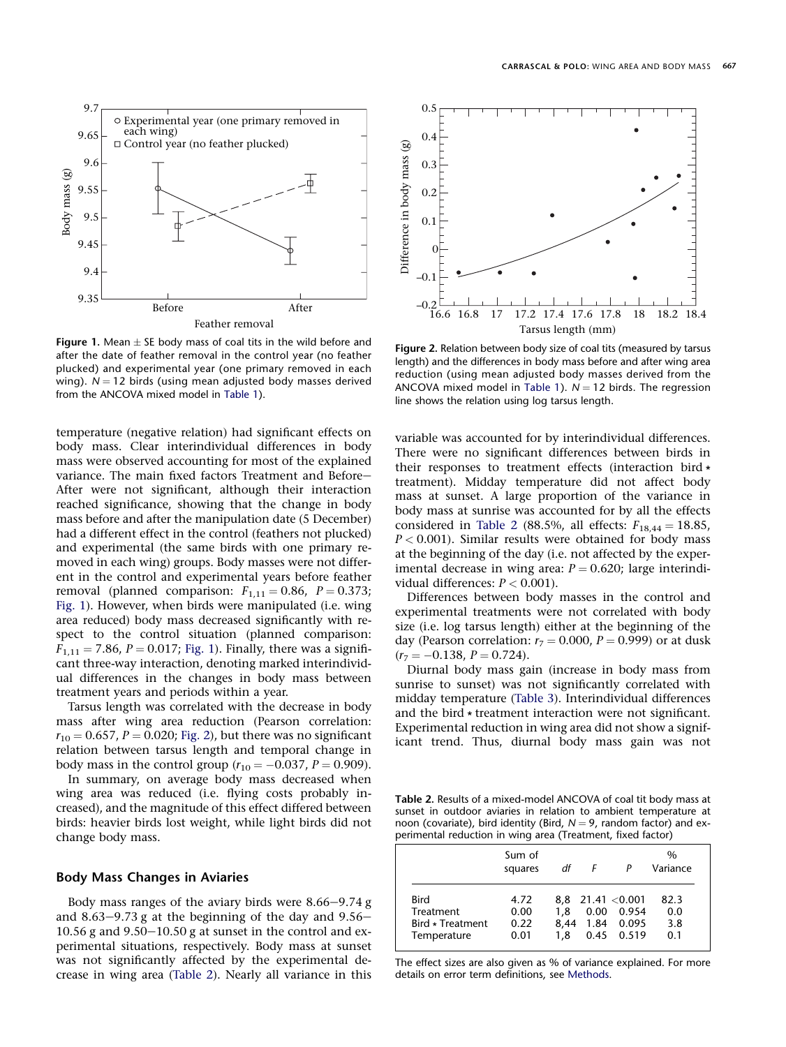Figure 1. Mean ± SE body mass of coal tits in the wild before and after the date of feather removal in the control year (no feather plucked) and experimental year (one primary removed in each wing). $N = 12$ birds (using mean adjusted body masses derived from the ANCOVA mixed model in Table 1).

Figure 2. Relation between body size of coal tits (measured by tarsus length) and the differences in body mass before and after wing area reduction (using mean adjusted body masses derived from the ANCOVA mixed model in Table 1). $N = 12$ birds. The regression line shows the relation using log tarsus length.

temperature (negative relation) had significant effects on body mass. Clear interindividual differences in body mass were observed accounting for most of the explained variance. The main fixed factors Treatment and Before–After were not significant, although their interaction reached significance, showing that the change in body mass before and after the manipulation date (5 December) had a different effect in the control (feathers not plucked) and experimental (the same birds with one primary removed in each wing) groups. Body masses were not different in the control and experimental years before feather removal (planned comparison: $F_{1,11} = 0.86$, $P = 0.373$; Fig. 1). However, when birds were manipulated (i.e. wing area reduced) body mass decreased significantly with respect to the control situation (planned comparison: $F_{1,11} = 7.86$, $P = 0.017$; Fig. 1). Finally, there was a significant three-way interaction, denoting marked interindividual differences in the changes in body mass between treatment years and periods within a year.

Tarsus length was correlated with the decrease in body mass after wing area reduction (Pearson correlation: $r_{10} = 0.657$, $P = 0.020$; Fig. 2), but there was no significant relation between tarsus length and temporal change in body mass in the control group ($r_{10} = -0.037$, $P = 0.909$).

In summary, on average body mass decreased when wing area was reduced (i.e. flying costs probably increased), and the magnitude of this effect differed between birds: heavier birds lost weight, while light birds did not change body mass.

## Body Mass Changes in Aviaries

Body mass ranges of the aviary birds were 8.66–9.74 g and 8.63–9.73 g at the beginning of the day and 9.56–10.56 g and 9.50–10.50 g at sunset in the control and experimental situations, respectively. Body mass at sunset was not significantly affected by the experimental decrease in wing area (Table 2). Nearly all variance in this variable was accounted for by interindividual differences. There were no significant differences between birds in their responses to treatment effects (interaction bird * treatment). Midday temperature did not affect body mass at sunset. A large proportion of the variance in body mass at sunrise was accounted for by all the effects considered in Table 2 (88.5%, all effects: $F_{18,44} = 18.85$, $P < 0.001$). Similar results were obtained for body mass at the beginning of the day (i.e. not affected by the experimental decrease in wing area: $P = 0.620$; large interindividual differences: $P < 0.001$).

Differences between body masses in the control and experimental treatments were not correlated with body size (i.e. log tarsus length) either at the beginning of the day (Pearson correlation: $r_7 = 0.000$, $P = 0.999$) or at dusk ($r_7 = -0.138$, $P = 0.724$).

Diurnal body mass gain (increase in body mass from sunrise to sunset) was not significantly correlated with midday temperature (Table 3). Interindividual differences and the bird * treatment interaction were not significant. Experimental reduction in wing area did not show a significant trend. Thus, diurnal body mass gain was not

Table 2. Results of a mixed-model ANCOVA of coal tit body mass at sunset in outdoor aviaries in relation to ambient temperature at noon (covariate), bird identity (Bird, $N = 9$, random factor) and experimental reduction in wing area (Treatment, fixed factor)

| | Sum of squares | df | F | P | % Variance |
|---|---|---|---|---|---|
| Bird | 4.72 | 8,8 | 21.41 | <0.001 | 82.3 |
| Treatment | 0.00 | 1,8 | 0.00 | 0.954 | 0.0 |
| Bird * Treatment | 0.22 | 8,44 | 1.84 | 0.095 | 3.8 |
| Temperature | 0.01 | 1,8 | 0.45 | 0.519 | 0.1 |

The effect sizes are also given as % of variance explained. For more details on error term definitions, see Methods.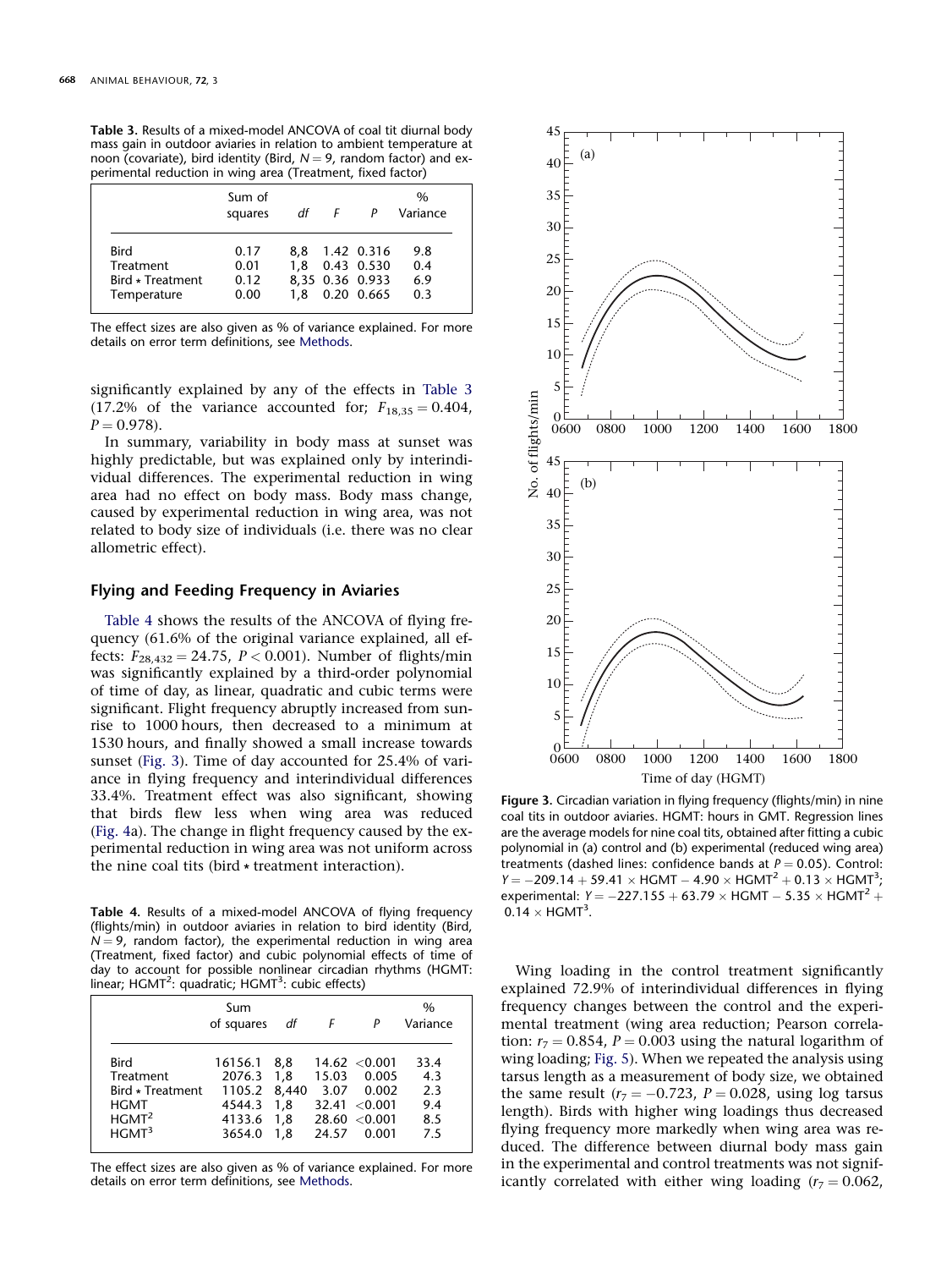**Table 3.** Results of a mixed-model ANCOVA of coal tit diurnal body mass gain in outdoor aviaries in relation to ambient temperature at noon (covariate), bird identity (Bird, $N = 9$, random factor) and experimental reduction in wing area (Treatment, fixed factor)

| | Sum of squares | df | F | P | % Variance |
|---|---|---|---|---|---|
| Bird | 0.17 | 8,8 | 1.42 | 0.316 | 9.8 |
| Treatment | 0.01 | 1,8 | 0.43 | 0.530 | 0.4 |
| Bird * Treatment | 0.12 | 8,35 | 0.36 | 0.933 | 6.9 |
| Temperature | 0.00 | 1,8 | 0.20 | 0.665 | 0.3 |

The effect sizes are also given as % of variance explained. For more details on error term definitions, see Methods.

significantly explained by any of the effects in Table 3 (17.2% of the variance accounted for; $F_{18,35} = 0.404$, $P = 0.978$).

In summary, variability in body mass at sunset was highly predictable, but was explained only by interindividual differences. The experimental reduction in wing area had no effect on body mass. Body mass change, caused by experimental reduction in wing area, was not related to body size of individuals (i.e. there was no clear allometric effect).

## Flying and Feeding Frequency in Aviaries

Table 4 shows the results of the ANCOVA of flying frequency (61.6% of the original variance explained, all effects: $F_{28,432} = 24.75$, $P < 0.001$). Number of flights/min was significantly explained by a third-order polynomial of time of day, as linear, quadratic and cubic terms were significant. Flight frequency abruptly increased from sunrise to 1000 hours, then decreased to a minimum at 1530 hours, and finally showed a small increase towards sunset (Fig. 3). Time of day accounted for 25.4% of variance in flying frequency and interindividual differences 33.4%. Treatment effect was also significant, showing that birds flew less when wing area was reduced (Fig. 4a). The change in flight frequency caused by the experimental reduction in wing area was not uniform across the nine coal tits (bird * treatment interaction).

**Table 4.** Results of a mixed-model ANCOVA of flying frequency (flights/min) in outdoor aviaries in relation to bird identity (Bird, $N = 9$, random factor), the experimental reduction in wing area (Treatment, fixed factor) and cubic polynomial effects of time of day to account for possible nonlinear circadian rhythms (HGMT: linear; $HGMT^2$: quadratic; $HGMT^3$: cubic effects)

| | Sum of squares | df | F | P | % Variance |
|---|---|---|---|---|---|
| Bird | 16156.1 | 8,8 | 14.62 | <0.001 | 33.4 |
| Treatment | 2076.3 | 1,8 | 15.03 | 0.005 | 4.3 |
| Bird * Treatment | 1105.2 | 8,440 | 3.07 | 0.002 | 2.3 |
| HGMT | 4544.3 | 1,8 | 32.41 | <0.001 | 9.4 |
| $HGMT^2$ | 4133.6 | 1,8 | 28.60 | <0.001 | 8.5 |
| $HGMT^3$ | 3654.0 | 1,8 | 24.57 | 0.001 | 7.5 |

The effect sizes are also given as % of variance explained. For more details on error term definitions, see Methods.

**Figure 3.** Circadian variation in flying frequency (flights/min) in nine coal tits in outdoor aviaries. HGMT: hours in GMT. Regression lines are the average models for nine coal tits, obtained after fitting a cubic polynomial in (a) control and (b) experimental (reduced wing area) treatments (dashed lines: confidence bands at $P = 0.05$). Control: $Y = -209.14 + 59.41 \times HGMT - 4.90 \times HGMT^2 + 0.13 \times HGMT^3$; experimental: $Y = -227.155 + 63.79 \times HGMT - 5.35 \times HGMT^2 + 0.14 \times HGMT^3$.

Wing loading in the control treatment significantly explained 72.9% of interindividual differences in flying frequency changes between the control and the experimental treatment (wing area reduction; Pearson correlation: $r_7 = 0.854$, $P = 0.003$ using the natural logarithm of wing loading; Fig. 5). When we repeated the analysis using tarsus length as a measurement of body size, we obtained the same result ($r_7 = -0.723$, $P = 0.028$, using log tarsus length). Birds with higher wing loadings thus decreased flying frequency more markedly when wing area was reduced. The difference between diurnal body mass gain in the experimental and control treatments was not significantly correlated with either wing loading ($r_7 = 0.062$,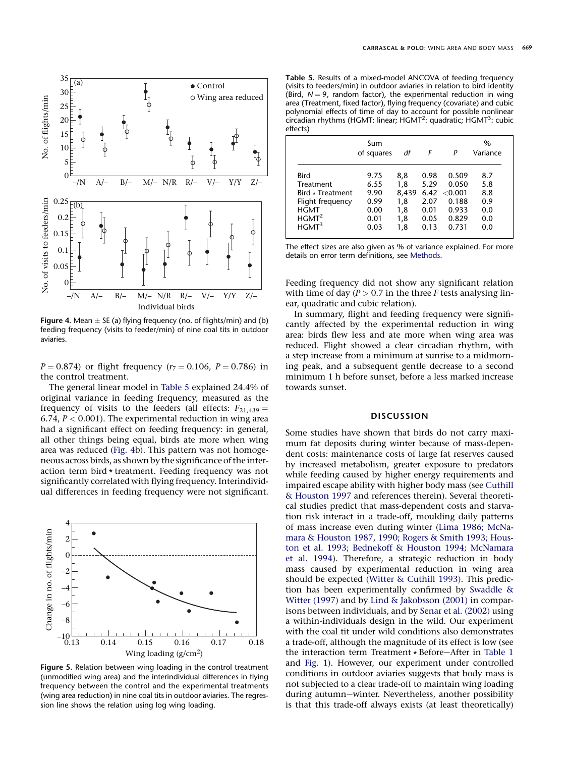**Figure 4.** Mean ± SE (a) flying frequency (no. of flights/min) and (b) feeding frequency (visits to feeder/min) of nine coal tits in outdoor aviaries.

$P = 0.874$) or flight frequency ($r_7 = 0.106$, $P = 0.786$) in the control treatment.

The general linear model in Table 5 explained 24.4% of original variance in feeding frequency, measured as the frequency of visits to the feeders (all effects: $F_{21,439} = 6.74$, $P < 0.001$). The experimental reduction in wing area had a significant effect on feeding frequency: in general, all other things being equal, birds ate more when wing area was reduced (Fig. 4b). This pattern was not homogeneous across birds, as shown by the significance of the interaction term bird * treatment. Feeding frequency was not significantly correlated with flying frequency. Interindividual differences in feeding frequency were not significant.

**Figure 5.** Relation between wing loading in the control treatment (unmodified wing area) and the interindividual differences in flying frequency between the control and the experimental treatments (wing area reduction) in nine coal tits in outdoor aviaries. The regression line shows the relation using log wing loading.

**Table 5.** Results of a mixed-model ANCOVA of feeding frequency (visits to feeders/min) in outdoor aviaries in relation to bird identity (Bird, $N = 9$, random factor), the experimental reduction in wing area (Treatment, fixed factor), flying frequency (covariate) and cubic polynomial effects of time of day to account for possible nonlinear circadian rhythms (HGMT: linear; HGMT$^2$: quadratic; HGMT$^3$: cubic effects)

| | Sum of squares | *df* | *F* | *P* | % Variance |
|---|---|---|---|---|---|
| Bird | 9.75 | 8,8 | 0.98 | 0.509 | 8.7 |
| Treatment | 6.55 | 1,8 | 5.29 | 0.050 | 5.8 |
| Bird * Treatment | 9.90 | 8,439 | 6.42 | <0.001 | 8.8 |
| Flight frequency | 0.99 | 1,8 | 2.07 | 0.188 | 0.9 |
| HGMT | 0.00 | 1,8 | 0.01 | 0.933 | 0.0 |
| HGMT$^2$ | 0.01 | 1,8 | 0.05 | 0.829 | 0.0 |
| HGMT$^3$ | 0.03 | 1,8 | 0.13 | 0.731 | 0.0 |

The effect sizes are also given as % of variance explained. For more details on error term definitions, see Methods.

Feeding frequency did not show any significant relation with time of day ($P > 0.7$ in the three *F* tests analysing linear, quadratic and cubic relation).

In summary, flight and feeding frequency were significantly affected by the experimental reduction in wing area: birds flew less and ate more when wing area was reduced. Flight showed a clear circadian rhythm, with a step increase from a minimum at sunrise to a midmorning peak, and a subsequent gentle decrease to a second minimum 1 h before sunset, before a less marked increase towards sunset.

## DISCUSSION

Some studies have shown that birds do not carry maximum fat deposits during winter because of mass-dependent costs: maintenance costs of large fat reserves caused by increased metabolism, greater exposure to predators while feeding caused by higher energy requirements and impaired escape ability with higher body mass (see Cuthill & Houston 1997 and references therein). Several theoretical studies predict that mass-dependent costs and starvation risk interact in a trade-off, moulding daily patterns of mass increase even during winter (Lima 1986; McNamara & Houston 1987, 1990; Rogers & Smith 1993; Houston et al. 1993; Bednekoff & Houston 1994; McNamara et al. 1994). Therefore, a strategic reduction in body mass caused by experimental reduction in wing area should be expected (Witter & Cuthill 1993). This prediction has been experimentally confirmed by Swaddle & Witter (1997) and by Lind & Jakobsson (2001) in comparisons between individuals, and by Senar et al. (2002) using a within-individuals design in the wild. Our experiment with the coal tit under wild conditions also demonstrates a trade-off, although the magnitude of its effect is low (see the interaction term Treatment * Before−After in Table 1 and Fig. 1). However, our experiment under controlled conditions in outdoor aviaries suggests that body mass is not subjected to a clear trade-off to maintain wing loading during autumn−winter. Nevertheless, another possibility is that this trade-off always exists (at least theoretically)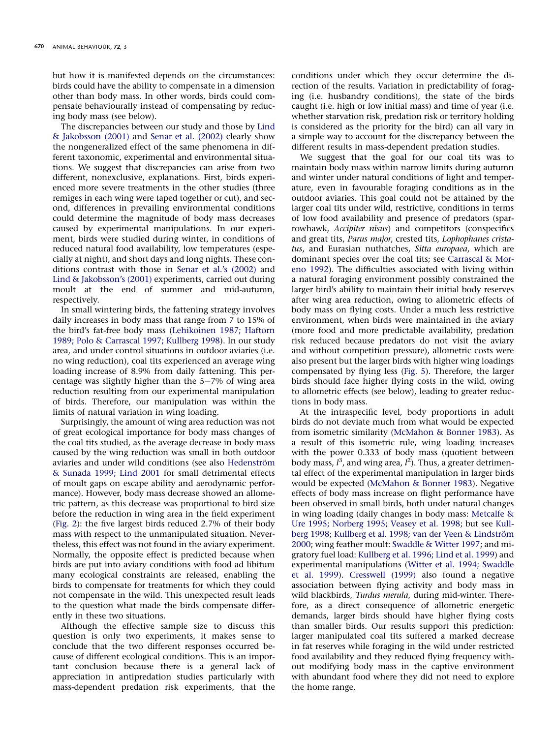but how it is manifested depends on the circumstances: birds could have the ability to compensate in a dimension other than body mass. In other words, birds could compensate behaviourally instead of compensating by reducing body mass (see below).

The discrepancies between our study and those by Lind & Jakobsson (2001) and Senar et al. (2002) clearly show the nongeneralized effect of the same phenomena in different taxonomic, experimental and environmental situations. We suggest that discrepancies can arise from two different, nonexclusive, explanations. First, birds experienced more severe treatments in the other studies (three remiges in each wing were taped together or cut), and second, differences in prevailing environmental conditions could determine the magnitude of body mass decreases caused by experimental manipulations. In our experiment, birds were studied during winter, in conditions of reduced natural food availability, low temperatures (especially at night), and short days and long nights. These conditions contrast with those in Senar et al.'s (2002) and Lind & Jakobsson's (2001) experiments, carried out during moult at the end of summer and mid-autumn, respectively.

In small wintering birds, the fattening strategy involves daily increases in body mass that range from 7 to 15% of the bird's fat-free body mass (Lehikoinen 1987; Haftorn 1989; Polo & Carrascal 1997; Kullberg 1998). In our study area, and under control situations in outdoor aviaries (i.e. no wing reduction), coal tits experienced an average wing loading increase of 8.9% from daily fattening. This percentage was slightly higher than the 5–7% of wing area reduction resulting from our experimental manipulation of birds. Therefore, our manipulation was within the limits of natural variation in wing loading.

Surprisingly, the amount of wing area reduction was not of great ecological importance for body mass changes of the coal tits studied, as the average decrease in body mass caused by the wing reduction was small in both outdoor aviaries and under wild conditions (see also Hedenström & Sunada 1999; Lind 2001 for small detrimental effects of moult gaps on escape ability and aerodynamic performance). However, body mass decrease showed an allometric pattern, as this decrease was proportional to bird size before the reduction in wing area in the field experiment (Fig. 2): the five largest birds reduced 2.7% of their body mass with respect to the unmanipulated situation. Nevertheless, this effect was not found in the aviary experiment. Normally, the opposite effect is predicted because when birds are put into aviary conditions with food ad libitum many ecological constraints are released, enabling the birds to compensate for treatments for which they could not compensate in the wild. This unexpected result leads to the question what made the birds compensate differently in these two situations.

Although the effective sample size to discuss this question is only two experiments, it makes sense to conclude that the two different responses occurred because of different ecological conditions. This is an important conclusion because there is a general lack of appreciation in antipredation studies particularly with mass-dependent predation risk experiments, that the conditions under which they occur determine the direction of the results. Variation in predictability of foraging (i.e. husbandry conditions), the state of the birds caught (i.e. high or low initial mass) and time of year (i.e. whether starvation risk, predation risk or territory holding is considered as the priority for the bird) can all vary in a simple way to account for the discrepancy between the different results in mass-dependent predation studies.

We suggest that the goal for our coal tits was to maintain body mass within narrow limits during autumn and winter under natural conditions of light and temperature, even in favourable foraging conditions as in the outdoor aviaries. This goal could not be attained by the larger coal tits under wild, restrictive, conditions in terms of low food availability and presence of predators (sparrowhawk, *Accipiter nisus*) and competitors (conspecifics and great tits, *Parus major*, crested tits, *Lophophanes cristatus*, and Eurasian nuthatches, *Sitta europaea*, which are dominant species over the coal tits; see Carrascal & Moreno 1992). The difficulties associated with living within a natural foraging environment possibly constrained the larger bird's ability to maintain their initial body reserves after wing area reduction, owing to allometric effects of body mass on flying costs. Under a much less restrictive environment, when birds were maintained in the aviary (more food and more predictable availability, predation risk reduced because predators do not visit the aviary and without competition pressure), allometric costs were also present but the larger birds with higher wing loadings compensated by flying less (Fig. 5). Therefore, the larger birds should face higher flying costs in the wild, owing to allometric effects (see below), leading to greater reductions in body mass.

At the intraspecific level, body proportions in adult birds do not deviate much from what would be expected from isometric similarity (McMahon & Bonner 1983). As a result of this isometric rule, wing loading increases with the power 0.333 of body mass (quotient between body mass, $l^3$, and wing area, $l^2$). Thus, a greater detrimental effect of the experimental manipulation in larger birds would be expected (McMahon & Bonner 1983). Negative effects of body mass increase on flight performance have been observed in small birds, both under natural changes in wing loading (daily changes in body mass: Metcalfe & Ure 1995; Norberg 1995; Veasey et al. 1998; but see Kullberg 1998; Kullberg et al. 1998; van der Veen & Lindström 2000; wing feather moult: Swaddle & Witter 1997; and migratory fuel load: Kullberg et al. 1996; Lind et al. 1999) and experimental manipulations (Witter et al. 1994; Swaddle et al. 1999). Cresswell (1999) also found a negative association between flying activity and body mass in wild blackbirds, *Turdus merula*, during mid-winter. Therefore, as a direct consequence of allometric energetic demands, larger birds should have higher flying costs than smaller birds. Our results support this prediction: larger manipulated coal tits suffered a marked decrease in fat reserves while foraging in the wild under restricted food availability and they reduced flying frequency without modifying body mass in the captive environment with abundant food where they did not need to explore the home range.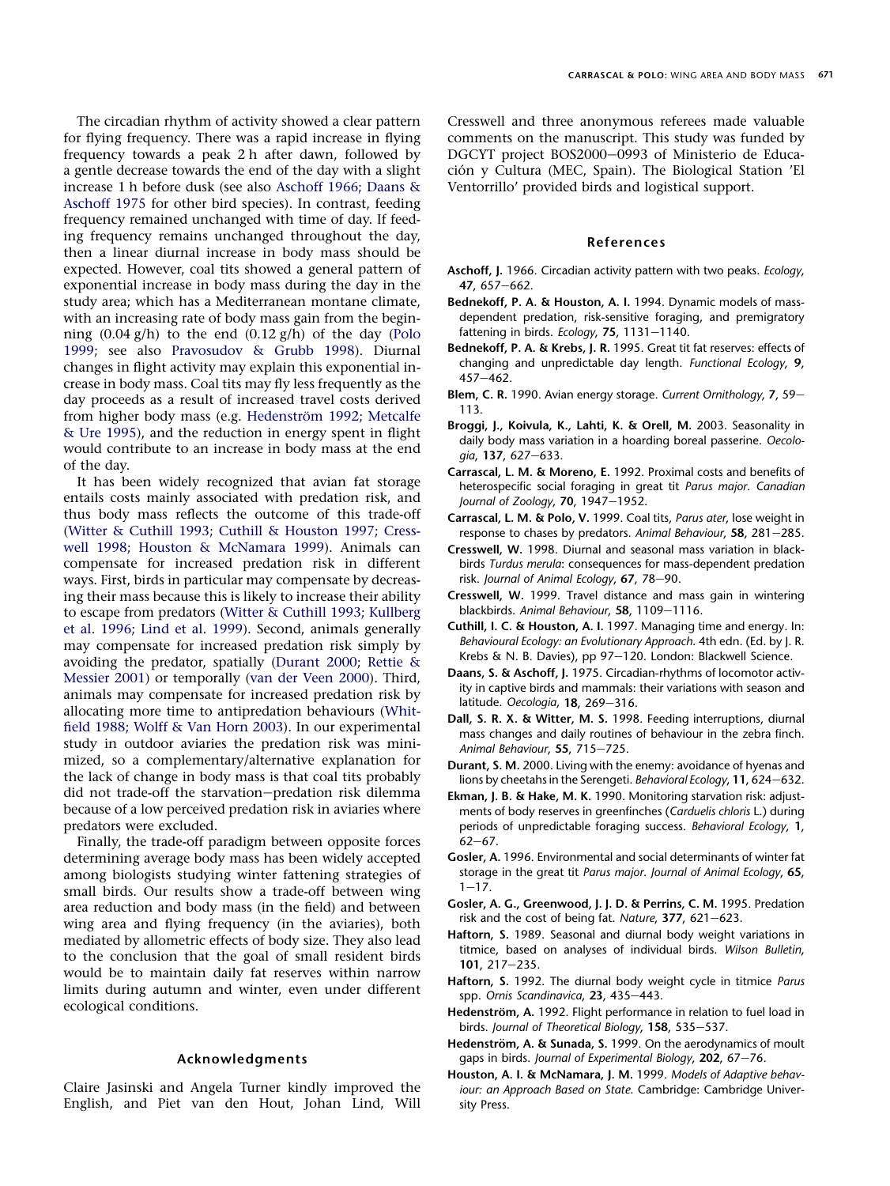The circadian rhythm of activity showed a clear pattern for flying frequency. There was a rapid increase in flying frequency towards a peak 2 h after dawn, followed by a gentle decrease towards the end of the day with a slight increase 1 h before dusk (see also Aschoff 1966; Daans & Aschoff 1975 for other bird species). In contrast, feeding frequency remained unchanged with time of day. If feeding frequency remains unchanged throughout the day, then a linear diurnal increase in body mass should be expected. However, coal tits showed a general pattern of exponential increase in body mass during the day in the study area; which has a Mediterranean montane climate, with an increasing rate of body mass gain from the beginning (0.04 g/h) to the end (0.12 g/h) of the day (Polo 1999; see also Pravosudov & Grubb 1998). Diurnal changes in flight activity may explain this exponential increase in body mass. Coal tits may fly less frequently as the day proceeds as a result of increased travel costs derived from higher body mass (e.g. Hedenström 1992; Metcalfe & Ure 1995), and the reduction in energy spent in flight would contribute to an increase in body mass at the end of the day.

It has been widely recognized that avian fat storage entails costs mainly associated with predation risk, and thus body mass reflects the outcome of this trade-off (Witter & Cuthill 1993; Cuthill & Houston 1997; Cresswell 1998; Houston & McNamara 1999). Animals can compensate for increased predation risk in different ways. First, birds in particular may compensate by decreasing their mass because this is likely to increase their ability to escape from predators (Witter & Cuthill 1993; Kullberg et al. 1996; Lind et al. 1999). Second, animals generally may compensate for increased predation risk simply by avoiding the predator, spatially (Durant 2000; Rettie & Messier 2001) or temporally (van der Veen 2000). Third, animals may compensate for increased predation risk by allocating more time to antipredation behaviours (Whitfield 1988; Wolff & Van Horn 2003). In our experimental study in outdoor aviaries the predation risk was minimized, so a complementary/alternative explanation for the lack of change in body mass is that coal tits probably did not trade-off the starvation–predation risk dilemma because of a low perceived predation risk in aviaries where predators were excluded.

Finally, the trade-off paradigm between opposite forces determining average body mass has been widely accepted among biologists studying winter fattening strategies of small birds. Our results show a trade-off between wing area reduction and body mass (in the field) and between wing area and flying frequency (in the aviaries), both mediated by allometric effects of body size. They also lead to the conclusion that the goal of small resident birds would be to maintain daily fat reserves within narrow limits during autumn and winter, even under different ecological conditions.

## Acknowledgments

Claire Jasinski and Angela Turner kindly improved the English, and Piet van den Hout, Johan Lind, Will Cresswell and three anonymous referees made valuable comments on the manuscript. This study was funded by DGCYT project BOS2000–0993 of Ministerio de Educación y Cultura (MEC, Spain). The Biological Station 'El Ventorrillo' provided birds and logistical support.

## References

**Aschoff, J.** 1966. Circadian activity pattern with two peaks. *Ecology*, **47**, 657–662.

**Bednekoff, P. A. & Houston, A. I.** 1994. Dynamic models of mass-dependent predation, risk-sensitive foraging, and premigratory fattening in birds. *Ecology*, **75**, 1131–1140.

**Bednekoff, P. A. & Krebs, J. R.** 1995. Great tit fat reserves: effects of changing and unpredictable day length. *Functional Ecology*, **9**, 457–462.

**Blem, C. R.** 1990. Avian energy storage. *Current Ornithology*, **7**, 59–113.

**Broggi, J., Koivula, K., Lahti, K. & Orell, M.** 2003. Seasonality in daily body mass variation in a hoarding boreal passerine. *Oecologia*, **137**, 627–633.

**Carrascal, L. M. & Moreno, E.** 1992. Proximal costs and benefits of heterospecific social foraging in great tit *Parus major*. *Canadian Journal of Zoology*, **70**, 1947–1952.

**Carrascal, L. M. & Polo, V.** 1999. Coal tits, *Parus ater*, lose weight in response to chases by predators. *Animal Behaviour*, **58**, 281–285.

**Cresswell, W.** 1998. Diurnal and seasonal mass variation in blackbirds *Turdus merula*: consequences for mass-dependent predation risk. *Journal of Animal Ecology*, **67**, 78–90.

**Cresswell, W.** 1999. Travel distance and mass gain in wintering blackbirds. *Animal Behaviour*, **58**, 1109–1116.

**Cuthill, I. C. & Houston, A. I.** 1997. Managing time and energy. In: *Behavioural Ecology: an Evolutionary Approach*. 4th edn. (Ed. by J. R. Krebs & N. B. Davies), pp 97–120. London: Blackwell Science.

**Daans, S. & Aschoff, J.** 1975. Circadian-rhythms of locomotor activity in captive birds and mammals: their variations with season and latitude. *Oecologia*, **18**, 269–316.

**Dall, S. R. X. & Witter, M. S.** 1998. Feeding interruptions, diurnal mass changes and daily routines of behaviour in the zebra finch. *Animal Behaviour*, **55**, 715–725.

**Durant, S. M.** 2000. Living with the enemy: avoidance of hyenas and lions by cheetahs in the Serengeti. *Behavioral Ecology*, **11**, 624–632.

**Ekman, J. B. & Hake, M. K.** 1990. Monitoring starvation risk: adjustments of body reserves in greenfinches (*Carduelis chloris* L.) during periods of unpredictable foraging success. *Behavioral Ecology*, **1**, 62–67.

**Gosler, A.** 1996. Environmental and social determinants of winter fat storage in the great tit *Parus major*. *Journal of Animal Ecology*, **65**, 1–17.

**Gosler, A. G., Greenwood, J. J. D. & Perrins, C. M.** 1995. Predation risk and the cost of being fat. *Nature*, **377**, 621–623.

**Haftorn, S.** 1989. Seasonal and diurnal body weight variations in titmice, based on analyses of individual birds. *Wilson Bulletin*, **101**, 217–235.

**Haftorn, S.** 1992. The diurnal body weight cycle in titmice *Parus* spp. *Ornis Scandinavica*, **23**, 435–443.

**Hedenström, A.** 1992. Flight performance in relation to fuel load in birds. *Journal of Theoretical Biology*, **158**, 535–537.

**Hedenström, A. & Sunada, S.** 1999. On the aerodynamics of moult gaps in birds. *Journal of Experimental Biology*, **202**, 67–76.

**Houston, A. I. & McNamara, J. M.** 1999. *Models of Adaptive behaviour: an Approach Based on State.* Cambridge: Cambridge University Press.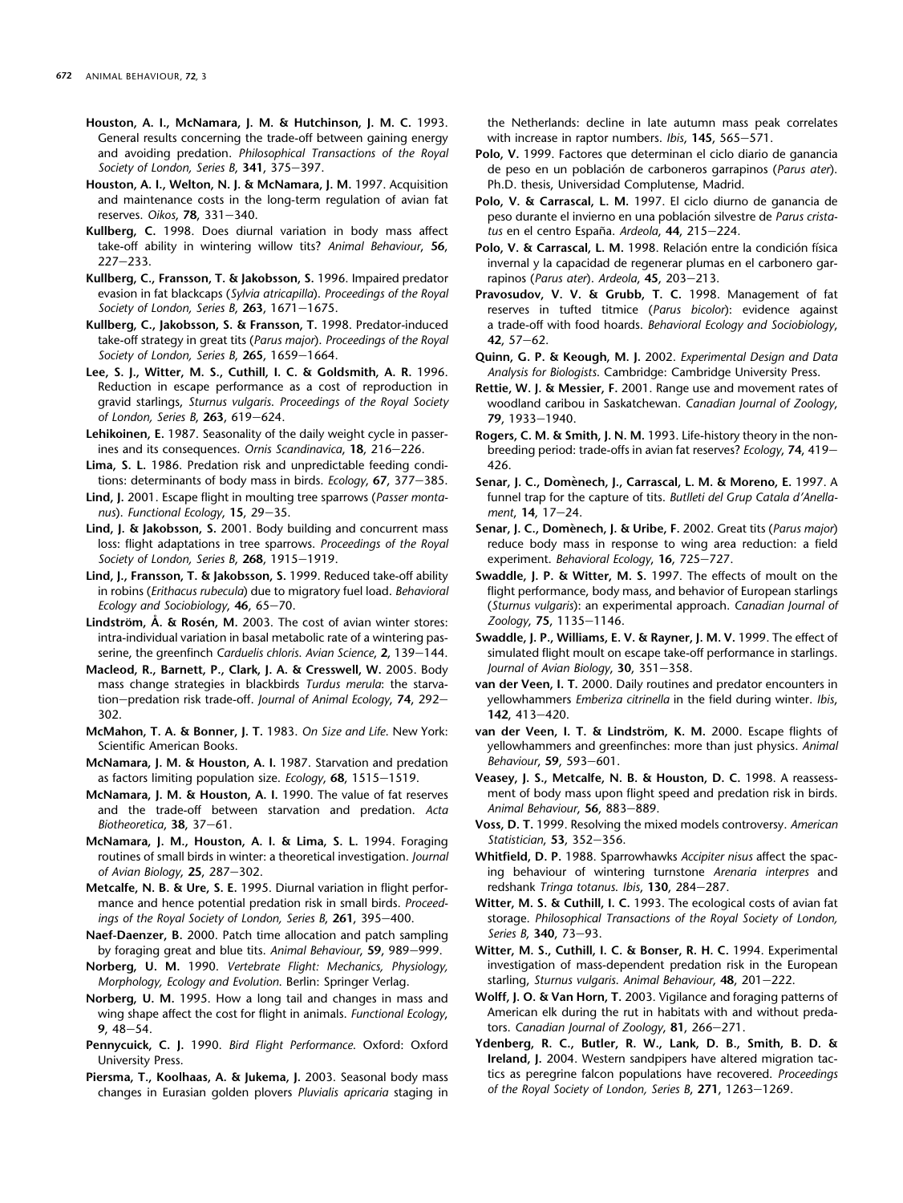**Houston, A. I., McNamara, J. M. & Hutchinson, J. M. C.** 1993. General results concerning the trade-off between gaining energy and avoiding predation. *Philosophical Transactions of the Royal Society of London, Series B*, **341**, 375–397.

**Houston, A. I., Welton, N. J. & McNamara, J. M.** 1997. Acquisition and maintenance costs in the long-term regulation of avian fat reserves. *Oikos*, **78**, 331–340.

**Kullberg, C.** 1998. Does diurnal variation in body mass affect take-off ability in wintering willow tits? *Animal Behaviour*, **56**, 227–233.

**Kullberg, C., Fransson, T. & Jakobsson, S.** 1996. Impaired predator evasion in fat blackcaps (*Sylvia atricapilla*). *Proceedings of the Royal Society of London, Series B*, **263**, 1671–1675.

**Kullberg, C., Jakobsson, S. & Fransson, T.** 1998. Predator-induced take-off strategy in great tits (*Parus major*). *Proceedings of the Royal Society of London, Series B*, **265**, 1659–1664.

**Lee, S. J., Witter, M. S., Cuthill, I. C. & Goldsmith, A. R.** 1996. Reduction in escape performance as a cost of reproduction in gravid starlings, *Sturnus vulgaris*. *Proceedings of the Royal Society of London, Series B*, **263**, 619–624.

**Lehikoinen, E.** 1987. Seasonality of the daily weight cycle in passerines and its consequences. *Ornis Scandinavica*, **18**, 216–226.

**Lima, S. L.** 1986. Predation risk and unpredictable feeding conditions: determinants of body mass in birds. *Ecology*, **67**, 377–385.

**Lind, J.** 2001. Escape flight in moulting tree sparrows (*Passer montanus*). *Functional Ecology*, **15**, 29–35.

**Lind, J. & Jakobsson, S.** 2001. Body building and concurrent mass loss: flight adaptations in tree sparrows. *Proceedings of the Royal Society of London, Series B*, **268**, 1915–1919.

**Lind, J., Fransson, T. & Jakobsson, S.** 1999. Reduced take-off ability in robins (*Erithacus rubecula*) due to migratory fuel load. *Behavioral Ecology and Sociobiology*, **46**, 65–70.

**Lindström, Å. & Rosén, M.** 2003. The cost of avian winter stores: intra-individual variation in basal metabolic rate of a wintering passerine, the greenfinch *Carduelis chloris*. *Avian Science*, **2**, 139–144.

**Macleod, R., Barnett, P., Clark, J. A. & Cresswell, W.** 2005. Body mass change strategies in blackbirds *Turdus merula*: the starvation–predation risk trade-off. *Journal of Animal Ecology*, **74**, 292–302.

**McMahon, T. A. & Bonner, J. T.** 1983. *On Size and Life*. New York: Scientific American Books.

**McNamara, J. M. & Houston, A. I.** 1987. Starvation and predation as factors limiting population size. *Ecology*, **68**, 1515–1519.

**McNamara, J. M. & Houston, A. I.** 1990. The value of fat reserves and the trade-off between starvation and predation. *Acta Biotheoretica*, **38**, 37–61.

**McNamara, J. M., Houston, A. I. & Lima, S. L.** 1994. Foraging routines of small birds in winter: a theoretical investigation. *Journal of Avian Biology*, **25**, 287–302.

**Metcalfe, N. B. & Ure, S. E.** 1995. Diurnal variation in flight performance and hence potential predation risk in small birds. *Proceedings of the Royal Society of London, Series B*, **261**, 395–400.

**Naef-Daenzer, B.** 2000. Patch time allocation and patch sampling by foraging great and blue tits. *Animal Behaviour*, **59**, 989–999.

**Norberg, U. M.** 1990. *Vertebrate Flight: Mechanics, Physiology, Morphology, Ecology and Evolution*. Berlin: Springer Verlag.

**Norberg, U. M.** 1995. How a long tail and changes in mass and wing shape affect the cost for flight in animals. *Functional Ecology*, **9**, 48–54.

**Pennycuick, C. J.** 1990. *Bird Flight Performance*. Oxford: Oxford University Press.

**Piersma, T., Koolhaas, A. & Jukema, J.** 2003. Seasonal body mass changes in Eurasian golden plovers *Pluvialis apricaria* staging in the Netherlands: decline in late autumn mass peak correlates with increase in raptor numbers. *Ibis*, **145**, 565–571.

**Polo, V.** 1999. Factores que determinan el ciclo diario de ganancia de peso en un población de carboneros garrapinos (*Parus ater*). Ph.D. thesis, Universidad Complutense, Madrid.

**Polo, V. & Carrascal, L. M.** 1997. El ciclo diurno de ganancia de peso durante el invierno en una población silvestre de *Parus cristatus* en el centro España. *Ardeola*, **44**, 215–224.

**Polo, V. & Carrascal, L. M.** 1998. Relación entre la condición física invernal y la capacidad de regenerar plumas en el carbonero garrapinos (*Parus ater*). *Ardeola*, **45**, 203–213.

**Pravosudov, V. V. & Grubb, T. C.** 1998. Management of fat reserves in tufted titmice (*Parus bicolor*): evidence against a trade-off with food hoards. *Behavioral Ecology and Sociobiology*, **42**, 57–62.

**Quinn, G. P. & Keough, M. J.** 2002. *Experimental Design and Data Analysis for Biologists*. Cambridge: Cambridge University Press.

**Rettie, W. J. & Messier, F.** 2001. Range use and movement rates of woodland caribou in Saskatchewan. *Canadian Journal of Zoology*, **79**, 1933–1940.

**Rogers, C. M. & Smith, J. N. M.** 1993. Life-history theory in the nonbreeding period: trade-offs in avian fat reserves? *Ecology*, **74**, 419–426.

**Senar, J. C., Domènech, J., Carrascal, L. M. & Moreno, E.** 1997. A funnel trap for the capture of tits. *Butlleti del Grup Catala d'Anellament*, **14**, 17–24.

**Senar, J. C., Domènech, J. & Uribe, F.** 2002. Great tits (*Parus major*) reduce body mass in response to wing area reduction: a field experiment. *Behavioral Ecology*, **16**, 725–727.

**Swaddle, J. P. & Witter, M. S.** 1997. The effects of moult on the flight performance, body mass, and behavior of European starlings (*Sturnus vulgaris*): an experimental approach. *Canadian Journal of Zoology*, **75**, 1135–1146.

**Swaddle, J. P., Williams, E. V. & Rayner, J. M. V.** 1999. The effect of simulated flight moult on escape take-off performance in starlings. *Journal of Avian Biology*, **30**, 351–358.

**van der Veen, I. T.** 2000. Daily routines and predator encounters in yellowhammers *Emberiza citrinella* in the field during winter. *Ibis*, **142**, 413–420.

**van der Veen, I. T. & Lindström, K. M.** 2000. Escape flights of yellowhammers and greenfinches: more than just physics. *Animal Behaviour*, **59**, 593–601.

**Veasey, J. S., Metcalfe, N. B. & Houston, D. C.** 1998. A reassessment of body mass upon flight speed and predation risk in birds. *Animal Behaviour*, **56**, 883–889.

**Voss, D. T.** 1999. Resolving the mixed models controversy. *American Statistician*, **53**, 352–356.

**Whitfield, D. P.** 1988. Sparrowhawks *Accipiter nisus* affect the spacing behaviour of wintering turnstone *Arenaria interpres* and redshank *Tringa totanus*. *Ibis*, **130**, 284–287.

**Witter, M. S. & Cuthill, I. C.** 1993. The ecological costs of avian fat storage. *Philosophical Transactions of the Royal Society of London, Series B*, **340**, 73–93.

**Witter, M. S., Cuthill, I. C. & Bonser, R. H. C.** 1994. Experimental investigation of mass-dependent predation risk in the European starling, *Sturnus vulgaris*. *Animal Behaviour*, **48**, 201–222.

**Wolff, J. O. & Van Horn, T.** 2003. Vigilance and foraging patterns of American elk during the rut in habitats with and without predators. *Canadian Journal of Zoology*, **81**, 266–271.

**Ydenberg, R. C., Butler, R. W., Lank, D. B., Smith, B. D. & Ireland, J.** 2004. Western sandpipers have altered migration tactics as peregrine falcon populations have recovered. *Proceedings of the Royal Society of London, Series B*, **271**, 1263–1269.